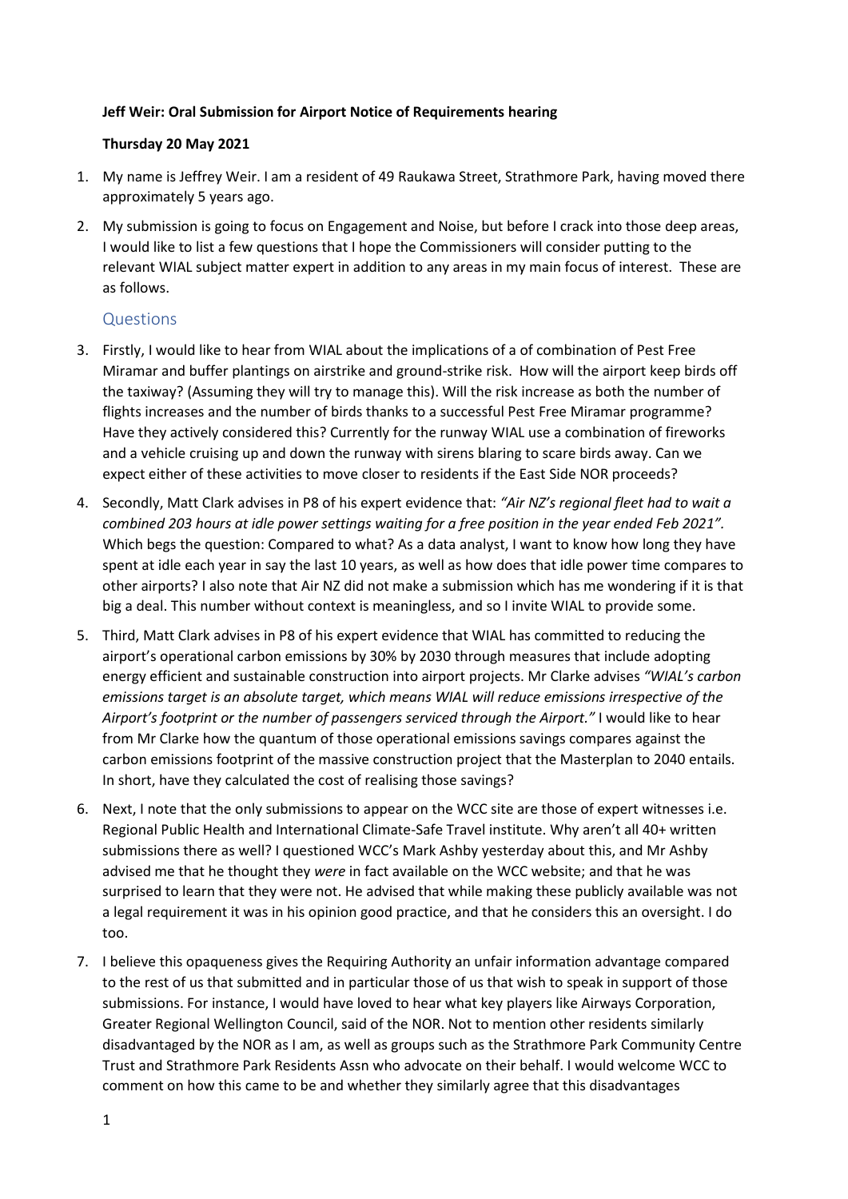**Jeff Weir: Oral Submission for Airport Notice of Requirements hearing**

**Thursday 20 May 2021**

1. My name is Jeffrey Weir. I am a resident of 49 Raukawa Street, Strathmore Park, having moved there approximately 5 years ago.
2. My submission is going to focus on Engagement and Noise, but before I crack into those deep areas, I would like to list a few questions that I hope the Commissioners will consider putting to the relevant WIAL subject matter expert in addition to any areas in my main focus of interest. These are as follows.

## Questions

3. Firstly, I would like to hear from WIAL about the implications of a of combination of Pest Free Miramar and buffer plantings on airstrike and ground-strike risk. How will the airport keep birds off the taxiway? (Assuming they will try to manage this). Will the risk increase as both the number of flights increases and the number of birds thanks to a successful Pest Free Miramar programme? Have they actively considered this? Currently for the runway WIAL use a combination of fireworks and a vehicle cruising up and down the runway with sirens blaring to scare birds away. Can we expect either of these activities to move closer to residents if the East Side NOR proceeds?
4. Secondly, Matt Clark advises in P8 of his expert evidence that: *"Air NZ's regional fleet had to wait a combined 203 hours at idle power settings waiting for a free position in the year ended Feb 2021".* Which begs the question: Compared to what? As a data analyst, I want to know how long they have spent at idle each year in say the last 10 years, as well as how does that idle power time compares to other airports? I also note that Air NZ did not make a submission which has me wondering if it is that big a deal. This number without context is meaningless, and so I invite WIAL to provide some.
5. Third, Matt Clark advises in P8 of his expert evidence that WIAL has committed to reducing the airport's operational carbon emissions by 30% by 2030 through measures that include adopting energy efficient and sustainable construction into airport projects. Mr Clarke advises *"WIAL's carbon emissions target is an absolute target, which means WIAL will reduce emissions irrespective of the Airport's footprint or the number of passengers serviced through the Airport."* I would like to hear from Mr Clarke how the quantum of those operational emissions savings compares against the carbon emissions footprint of the massive construction project that the Masterplan to 2040 entails. In short, have they calculated the cost of realising those savings?
6. Next, I note that the only submissions to appear on the WCC site are those of expert witnesses i.e. Regional Public Health and International Climate-Safe Travel institute. Why aren't all 40+ written submissions there as well? I questioned WCC's Mark Ashby yesterday about this, and Mr Ashby advised me that he thought they *were* in fact available on the WCC website; and that he was surprised to learn that they were not. He advised that while making these publicly available was not a legal requirement it was in his opinion good practice, and that he considers this an oversight. I do too.
7. I believe this opaqueness gives the Requiring Authority an unfair information advantage compared to the rest of us that submitted and in particular those of us that wish to speak in support of those submissions. For instance, I would have loved to hear what key players like Airways Corporation, Greater Regional Wellington Council, said of the NOR. Not to mention other residents similarly disadvantaged by the NOR as I am, as well as groups such as the Strathmore Park Community Centre Trust and Strathmore Park Residents Assn who advocate on their behalf. I would welcome WCC to comment on how this came to be and whether they similarly agree that this disadvantages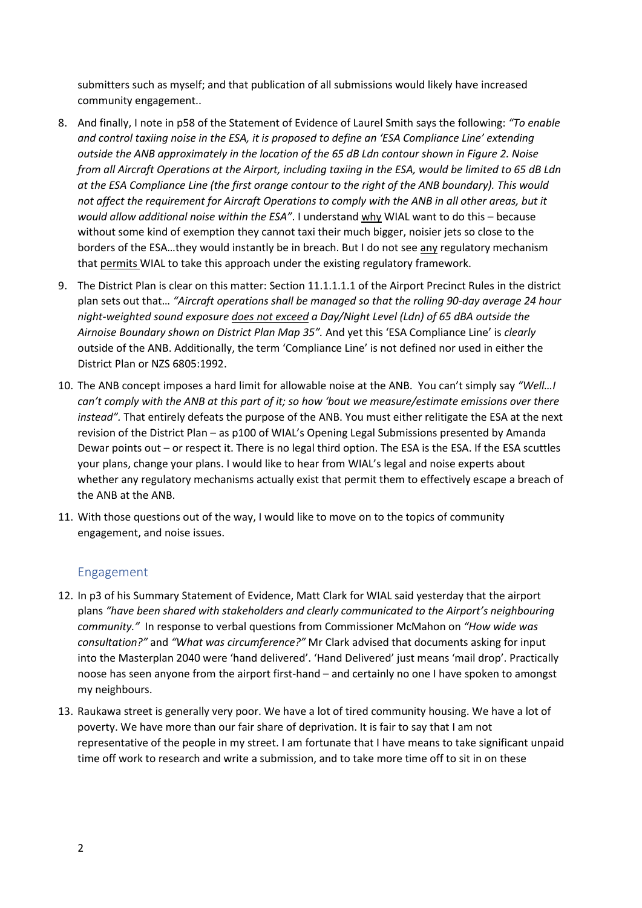submitters such as myself; and that publication of all submissions would likely have increased community engagement..

8. And finally, I note in p58 of the Statement of Evidence of Laurel Smith says the following: *"To enable and control taxiing noise in the ESA, it is proposed to define an 'ESA Compliance Line' extending outside the ANB approximately in the location of the 65 dB Ldn contour shown in Figure 2. Noise from all Aircraft Operations at the Airport, including taxiing in the ESA, would be limited to 65 dB Ldn at the ESA Compliance Line (the first orange contour to the right of the ANB boundary). This would not affect the requirement for Aircraft Operations to comply with the ANB in all other areas, but it would allow additional noise within the ESA"*. I understand <u>why</u> WIAL want to do this – because without some kind of exemption they cannot taxi their much bigger, noisier jets so close to the borders of the ESA…they would instantly be in breach. But I do not see <u>any</u> regulatory mechanism that <u>permits</u> WIAL to take this approach under the existing regulatory framework.

9. The District Plan is clear on this matter: Section 11.1.1.1.1 of the Airport Precinct Rules in the district plan sets out that… *"Aircraft operations shall be managed so that the rolling 90-day average 24 hour night-weighted sound exposure <u>does not exceed</u> a Day/Night Level (Ldn) of 65 dBA outside the Airnoise Boundary shown on District Plan Map 35".* And yet this 'ESA Compliance Line' is *clearly* outside of the ANB. Additionally, the term 'Compliance Line' is not defined nor used in either the District Plan or NZS 6805:1992.

10. The ANB concept imposes a hard limit for allowable noise at the ANB. You can't simply say *"Well…I can't comply with the ANB at this part of it; so how 'bout we measure/estimate emissions over there instead".* That entirely defeats the purpose of the ANB. You must either relitigate the ESA at the next revision of the District Plan – as p100 of WIAL's Opening Legal Submissions presented by Amanda Dewar points out – or respect it. There is no legal third option. The ESA is the ESA. If the ESA scuttles your plans, change your plans. I would like to hear from WIAL's legal and noise experts about whether any regulatory mechanisms actually exist that permit them to effectively escape a breach of the ANB at the ANB.

11. With those questions out of the way, I would like to move on to the topics of community engagement, and noise issues.

## Engagement

12. In p3 of his Summary Statement of Evidence, Matt Clark for WIAL said yesterday that the airport plans *"have been shared with stakeholders and clearly communicated to the Airport's neighbouring community."* In response to verbal questions from Commissioner McMahon on *"How wide was consultation?"* and *"What was circumference?"* Mr Clark advised that documents asking for input into the Masterplan 2040 were 'hand delivered'. 'Hand Delivered' just means 'mail drop'. Practically noose has seen anyone from the airport first-hand – and certainly no one I have spoken to amongst my neighbours.

13. Raukawa street is generally very poor. We have a lot of tired community housing. We have a lot of poverty. We have more than our fair share of deprivation. It is fair to say that I am not representative of the people in my street. I am fortunate that I have means to take significant unpaid time off work to research and write a submission, and to take more time off to sit in on these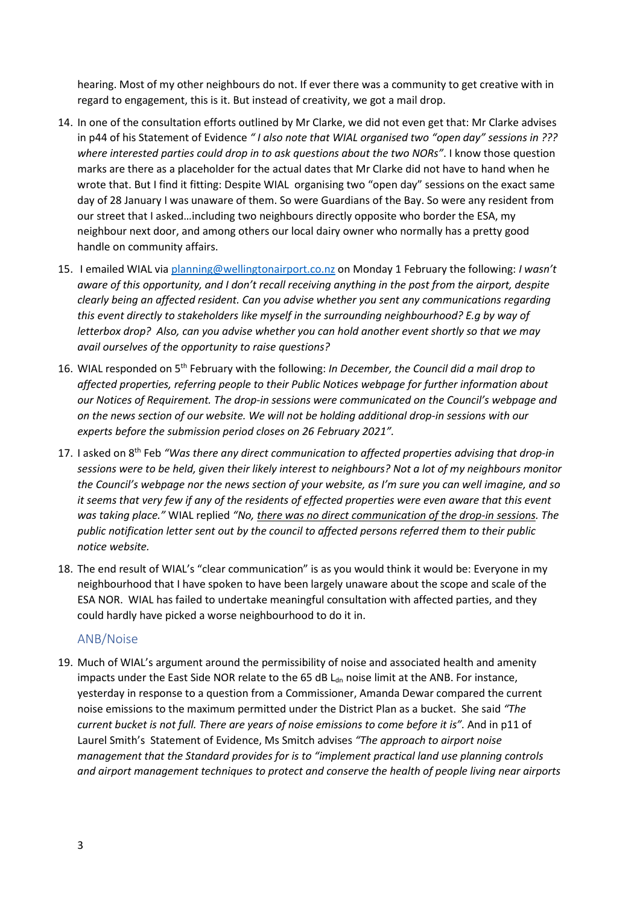hearing. Most of my other neighbours do not. If ever there was a community to get creative with in regard to engagement, this is it. But instead of creativity, we got a mail drop.

14. In one of the consultation efforts outlined by Mr Clarke, we did not even get that: Mr Clarke advises in p44 of his Statement of Evidence *" I also note that WIAL organised two "open day" sessions in ??? where interested parties could drop in to ask questions about the two NORs"*. I know those question marks are there as a placeholder for the actual dates that Mr Clarke did not have to hand when he wrote that. But I find it fitting: Despite WIAL organising two "open day" sessions on the exact same day of 28 January I was unaware of them. So were Guardians of the Bay. So were any resident from our street that I asked…including two neighbours directly opposite who border the ESA, my neighbour next door, and among others our local dairy owner who normally has a pretty good handle on community affairs.

15. I emailed WIAL via [planning@wellingtonairport.co.nz](mailto:planning@wellingtonairport.co.nz) on Monday 1 February the following: *I wasn't aware of this opportunity, and I don't recall receiving anything in the post from the airport, despite clearly being an affected resident. Can you advise whether you sent any communications regarding this event directly to stakeholders like myself in the surrounding neighbourhood? E.g by way of letterbox drop? Also, can you advise whether you can hold another event shortly so that we may avail ourselves of the opportunity to raise questions?*

16. WIAL responded on 5th February with the following: *In December, the Council did a mail drop to affected properties, referring people to their Public Notices webpage for further information about our Notices of Requirement. The drop-in sessions were communicated on the Council's webpage and on the news section of our website. We will not be holding additional drop-in sessions with our experts before the submission period closes on 26 February 2021".*

17. I asked on 8th Feb *"Was there any direct communication to affected properties advising that drop-in sessions were to be held, given their likely interest to neighbours? Not a lot of my neighbours monitor the Council's webpage nor the news section of your website, as I'm sure you can well imagine, and so it seems that very few if any of the residents of effected properties were even aware that this event was taking place."* WIAL replied *"No, <u>there was no direct communication of the drop-in sessions</u>. The public notification letter sent out by the council to affected persons referred them to their public notice website.*

18. The end result of WIAL's "clear communication" is as you would think it would be: Everyone in my neighbourhood that I have spoken to have been largely unaware about the scope and scale of the ESA NOR. WIAL has failed to undertake meaningful consultation with affected parties, and they could hardly have picked a worse neighbourhood to do it in.

## ANB/Noise

19. Much of WIAL's argument around the permissibility of noise and associated health and amenity impacts under the East Side NOR relate to the 65 dB $L_{dn}$ noise limit at the ANB. For instance, yesterday in response to a question from a Commissioner, Amanda Dewar compared the current noise emissions to the maximum permitted under the District Plan as a bucket. She said *"The current bucket is not full. There are years of noise emissions to come before it is".* And in p11 of Laurel Smith's Statement of Evidence, Ms Smitch advises *"The approach to airport noise management that the Standard provides for is to "implement practical land use planning controls and airport management techniques to protect and conserve the health of people living near airports*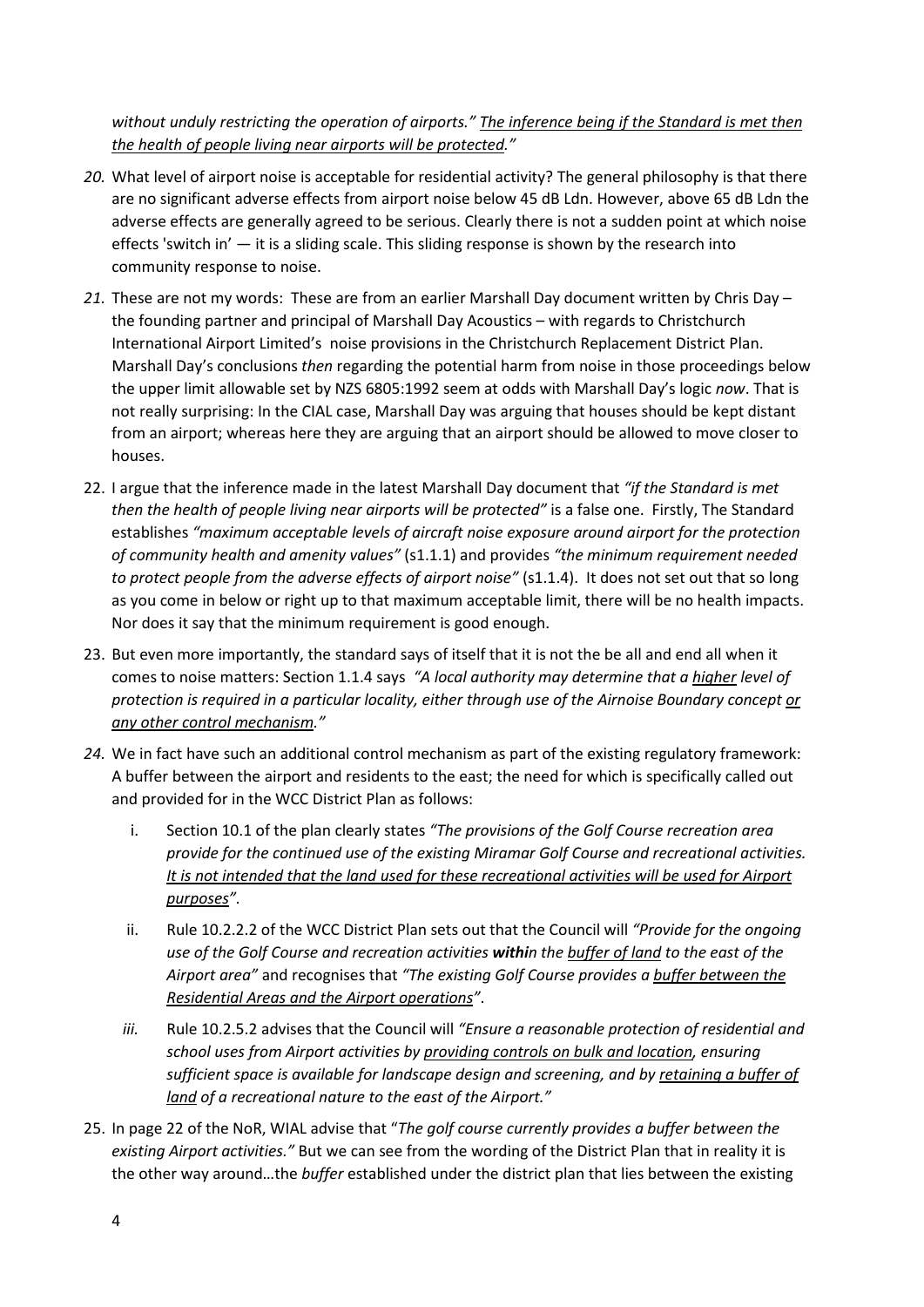*without unduly restricting the operation of airports." The inference being if the Standard is met then the health of people living near airports will be protected."*

20. What level of airport noise is acceptable for residential activity? The general philosophy is that there are no significant adverse effects from airport noise below 45 dB Ldn. However, above 65 dB Ldn the adverse effects are generally agreed to be serious. Clearly there is not a sudden point at which noise effects 'switch in' — it is a sliding scale. This sliding response is shown by the research into community response to noise.

21. These are not my words: These are from an earlier Marshall Day document written by Chris Day – the founding partner and principal of Marshall Day Acoustics – with regards to Christchurch International Airport Limited's noise provisions in the Christchurch Replacement District Plan. Marshall Day's conclusions *then* regarding the potential harm from noise in those proceedings below the upper limit allowable set by NZS 6805:1992 seem at odds with Marshall Day's logic *now*. That is not really surprising: In the CIAL case, Marshall Day was arguing that houses should be kept distant from an airport; whereas here they are arguing that an airport should be allowed to move closer to houses.

22. I argue that the inference made in the latest Marshall Day document that *"if the Standard is met then the health of people living near airports will be protected"* is a false one. Firstly, The Standard establishes *"maximum acceptable levels of aircraft noise exposure around airport for the protection of community health and amenity values"* (s1.1.1) and provides *"the minimum requirement needed to protect people from the adverse effects of airport noise"* (s1.1.4). It does not set out that so long as you come in below or right up to that maximum acceptable limit, there will be no health impacts. Nor does it say that the minimum requirement is good enough.

23. But even more importantly, the standard says of itself that it is not the be all and end all when it comes to noise matters: Section 1.1.4 says *"A local authority may determine that a higher level of protection is required in a particular locality, either through use of the Airnoise Boundary concept or any other control mechanism."*

24. We in fact have such an additional control mechanism as part of the existing regulatory framework: A buffer between the airport and residents to the east; the need for which is specifically called out and provided for in the WCC District Plan as follows:

    i. Section 10.1 of the plan clearly states *"The provisions of the Golf Course recreation area provide for the continued use of the existing Miramar Golf Course and recreational activities. It is not intended that the land used for these recreational activities will be used for Airport purposes"*.

    ii. Rule 10.2.2.2 of the WCC District Plan sets out that the Council will *"Provide for the ongoing use of the Golf Course and recreation activities **within** the buffer of land to the east of the Airport area"* and recognises that *"The existing Golf Course provides a buffer between the Residential Areas and the Airport operations"*.

    iii. Rule 10.2.5.2 advises that the Council will *"Ensure a reasonable protection of residential and school uses from Airport activities by providing controls on bulk and location, ensuring sufficient space is available for landscape design and screening, and by retaining a buffer of land of a recreational nature to the east of the Airport."*

25. In page 22 of the NoR, WIAL advise that "*The golf course currently provides a buffer between the existing Airport activities.*" But we can see from the wording of the District Plan that in reality it is the other way around…the *buffer* established under the district plan that lies between the existing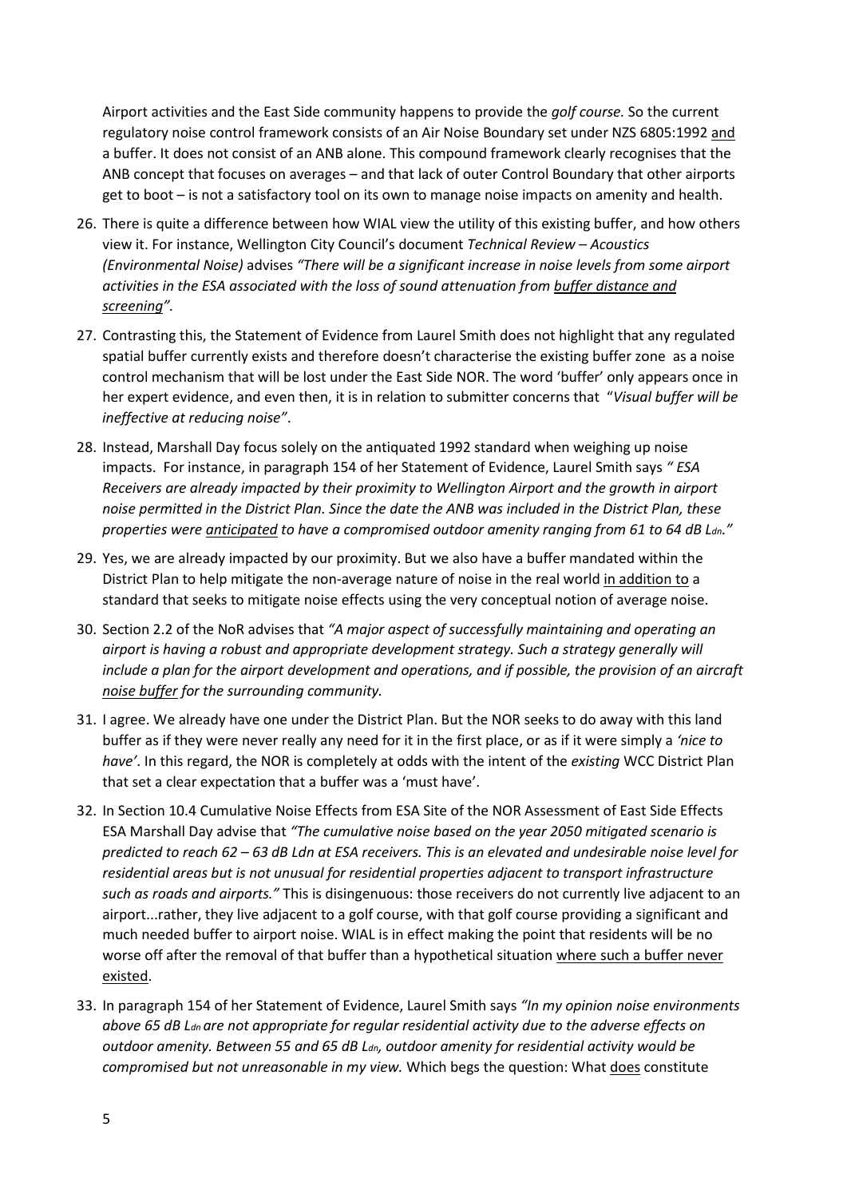Airport activities and the East Side community happens to provide the *golf course.* So the current regulatory noise control framework consists of an Air Noise Boundary set under NZS 6805:1992 <u>and</u> a buffer. It does not consist of an ANB alone. This compound framework clearly recognises that the ANB concept that focuses on averages – and that lack of outer Control Boundary that other airports get to boot – is not a satisfactory tool on its own to manage noise impacts on amenity and health.

26. There is quite a difference between how WIAL view the utility of this existing buffer, and how others view it. For instance, Wellington City Council's document *Technical Review – Acoustics (Environmental Noise)* advises *"There will be a significant increase in noise levels from some airport activities in the ESA associated with the loss of sound attenuation from <u>buffer distance and screening</u>"*.

27. Contrasting this, the Statement of Evidence from Laurel Smith does not highlight that any regulated spatial buffer currently exists and therefore doesn't characterise the existing buffer zone as a noise control mechanism that will be lost under the East Side NOR. The word 'buffer' only appears once in her expert evidence, and even then, it is in relation to submitter concerns that "*Visual buffer will be ineffective at reducing noise"*.

28. Instead, Marshall Day focus solely on the antiquated 1992 standard when weighing up noise impacts. For instance, in paragraph 154 of her Statement of Evidence, Laurel Smith says *" ESA Receivers are already impacted by their proximity to Wellington Airport and the growth in airport noise permitted in the District Plan. Since the date the ANB was included in the District Plan, these properties were <u>anticipated</u> to have a compromised outdoor amenity ranging from 61 to 64 dB $L_{dn}$."*

29. Yes, we are already impacted by our proximity. But we also have a buffer mandated within the District Plan to help mitigate the non-average nature of noise in the real world <u>in addition to</u> a standard that seeks to mitigate noise effects using the very conceptual notion of average noise.

30. Section 2.2 of the NoR advises that *"A major aspect of successfully maintaining and operating an airport is having a robust and appropriate development strategy. Such a strategy generally will include a plan for the airport development and operations, and if possible, the provision of an aircraft <u>noise buffer</u> for the surrounding community.*

31. I agree. We already have one under the District Plan. But the NOR seeks to do away with this land buffer as if they were never really any need for it in the first place, or as if it were simply a *'nice to have'*. In this regard, the NOR is completely at odds with the intent of the *existing* WCC District Plan that set a clear expectation that a buffer was a 'must have'.

32. In Section 10.4 Cumulative Noise Effects from ESA Site of the NOR Assessment of East Side Effects ESA Marshall Day advise that *"The cumulative noise based on the year 2050 mitigated scenario is predicted to reach 62 – 63 dB Ldn at ESA receivers. This is an elevated and undesirable noise level for residential areas but is not unusual for residential properties adjacent to transport infrastructure such as roads and airports."* This is disingenuous: those receivers do not currently live adjacent to an airport...rather, they live adjacent to a golf course, with that golf course providing a significant and much needed buffer to airport noise. WIAL is in effect making the point that residents will be no worse off after the removal of that buffer than a hypothetical situation <u>where such a buffer never existed</u>.

33. In paragraph 154 of her Statement of Evidence, Laurel Smith says *"In my opinion noise environments above 65 dB $L_{dn}$ are not appropriate for regular residential activity due to the adverse effects on outdoor amenity. Between 55 and 65 dB $L_{dn}$, outdoor amenity for residential activity would be compromised but not unreasonable in my view.* Which begs the question: What <u>does</u> constitute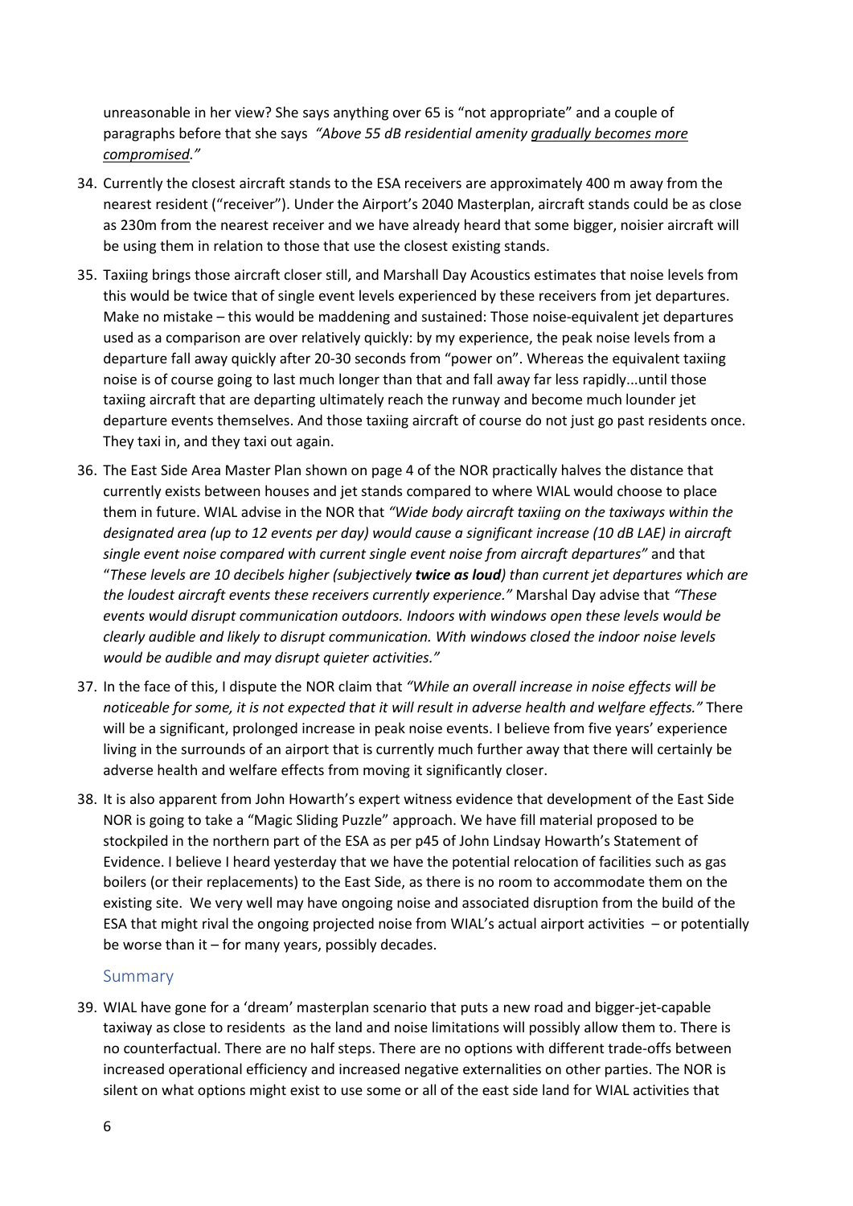unreasonable in her view? She says anything over 65 is "not appropriate" and a couple of paragraphs before that she says *"Above 55 dB residential amenity <u>gradually becomes more compromised</u>."*

34. Currently the closest aircraft stands to the ESA receivers are approximately 400 m away from the nearest resident ("receiver"). Under the Airport's 2040 Masterplan, aircraft stands could be as close as 230m from the nearest receiver and we have already heard that some bigger, noisier aircraft will be using them in relation to those that use the closest existing stands.

35. Taxiing brings those aircraft closer still, and Marshall Day Acoustics estimates that noise levels from this would be twice that of single event levels experienced by these receivers from jet departures. Make no mistake – this would be maddening and sustained: Those noise-equivalent jet departures used as a comparison are over relatively quickly: by my experience, the peak noise levels from a departure fall away quickly after 20-30 seconds from "power on". Whereas the equivalent taxiing noise is of course going to last much longer than that and fall away far less rapidly...until those taxiing aircraft that are departing ultimately reach the runway and become much lounder jet departure events themselves. And those taxiing aircraft of course do not just go past residents once. They taxi in, and they taxi out again.

36. The East Side Area Master Plan shown on page 4 of the NOR practically halves the distance that currently exists between houses and jet stands compared to where WIAL would choose to place them in future. WIAL advise in the NOR that *"Wide body aircraft taxiing on the taxiways within the designated area (up to 12 events per day) would cause a significant increase (10 dB LAE) in aircraft single event noise compared with current single event noise from aircraft departures"* and that "*These levels are 10 decibels higher (subjectively **twice as loud**) than current jet departures which are the loudest aircraft events these receivers currently experience."* Marshal Day advise that *"These events would disrupt communication outdoors. Indoors with windows open these levels would be clearly audible and likely to disrupt communication. With windows closed the indoor noise levels would be audible and may disrupt quieter activities."*

37. In the face of this, I dispute the NOR claim that *"While an overall increase in noise effects will be noticeable for some, it is not expected that it will result in adverse health and welfare effects."* There will be a significant, prolonged increase in peak noise events. I believe from five years' experience living in the surrounds of an airport that is currently much further away that there will certainly be adverse health and welfare effects from moving it significantly closer.

38. It is also apparent from John Howarth's expert witness evidence that development of the East Side NOR is going to take a "Magic Sliding Puzzle" approach. We have fill material proposed to be stockpiled in the northern part of the ESA as per p45 of John Lindsay Howarth's Statement of Evidence. I believe I heard yesterday that we have the potential relocation of facilities such as gas boilers (or their replacements) to the East Side, as there is no room to accommodate them on the existing site. We very well may have ongoing noise and associated disruption from the build of the ESA that might rival the ongoing projected noise from WIAL's actual airport activities – or potentially be worse than it – for many years, possibly decades.

## Summary

39. WIAL have gone for a 'dream' masterplan scenario that puts a new road and bigger-jet-capable taxiway as close to residents as the land and noise limitations will possibly allow them to. There is no counterfactual. There are no half steps. There are no options with different trade-offs between increased operational efficiency and increased negative externalities on other parties. The NOR is silent on what options might exist to use some or all of the east side land for WIAL activities that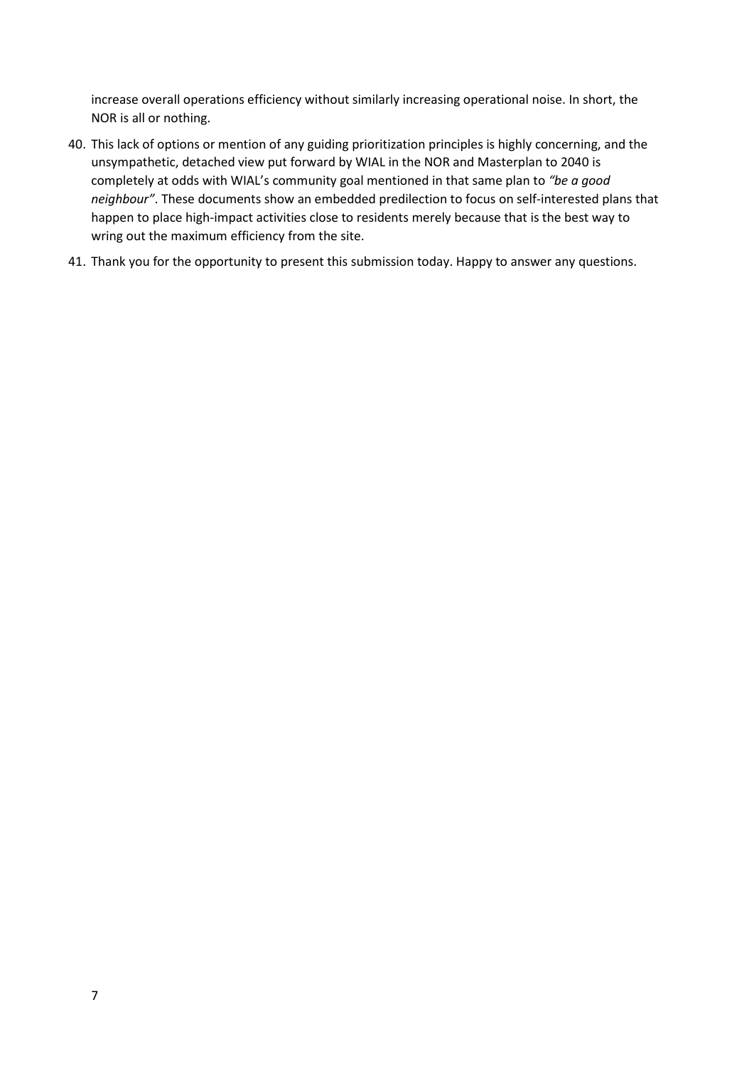increase overall operations efficiency without similarly increasing operational noise. In short, the NOR is all or nothing.

40. This lack of options or mention of any guiding prioritization principles is highly concerning, and the unsympathetic, detached view put forward by WIAL in the NOR and Masterplan to 2040 is completely at odds with WIAL's community goal mentioned in that same plan to *"be a good neighbour"*. These documents show an embedded predilection to focus on self-interested plans that happen to place high-impact activities close to residents merely because that is the best way to wring out the maximum efficiency from the site.
41. Thank you for the opportunity to present this submission today. Happy to answer any questions.